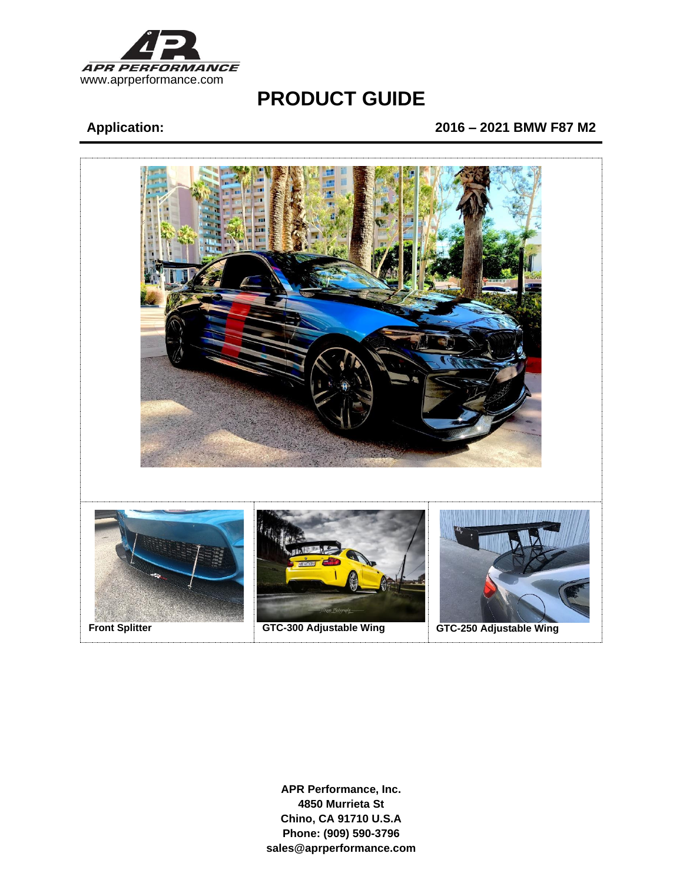APR PERFORMANCE
www.aprperformance.com

# PRODUCT GUIDE

**Application:** **2016 – 2021 BMW F87 M2**

**Front Splitter**

**GTC-300 Adjustable Wing**

**GTC-250 Adjustable Wing**

**APR Performance, Inc.**
**4850 Murrieta St**
**Chino, CA 91710 U.S.A**
**Phone: (909) 590-3796**
**sales@aprperformance.com**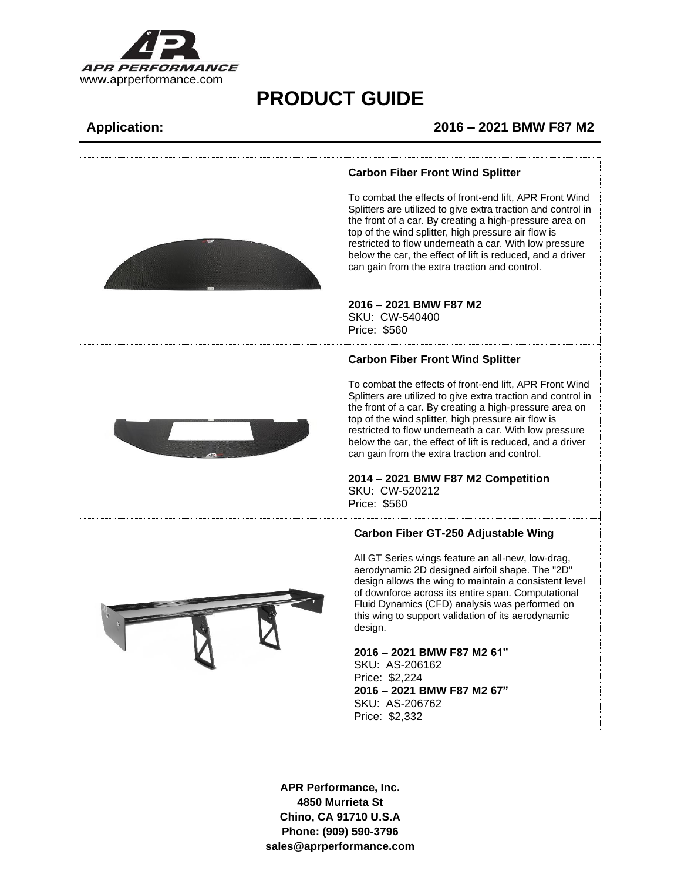www.aprperformance.com

# PRODUCT GUIDE

**Application:** **2016 – 2021 BMW F87 M2**

### Carbon Fiber Front Wind Splitter

To combat the effects of front-end lift, APR Front Wind Splitters are utilized to give extra traction and control in the front of a car. By creating a high-pressure area on top of the wind splitter, high pressure air flow is restricted to flow underneath a car. With low pressure below the car, the effect of lift is reduced, and a driver can gain from the extra traction and control.

**2016 – 2021 BMW F87 M2**
SKU: CW-540400
Price: $560

### Carbon Fiber Front Wind Splitter

To combat the effects of front-end lift, APR Front Wind Splitters are utilized to give extra traction and control in the front of a car. By creating a high-pressure area on top of the wind splitter, high pressure air flow is restricted to flow underneath a car. With low pressure below the car, the effect of lift is reduced, and a driver can gain from the extra traction and control.

**2014 – 2021 BMW F87 M2 Competition**
SKU: CW-520212
Price: $560

### Carbon Fiber GT-250 Adjustable Wing

All GT Series wings feature an all-new, low-drag, aerodynamic 2D designed airfoil shape. The "2D" design allows the wing to maintain a consistent level of downforce across its entire span. Computational Fluid Dynamics (CFD) analysis was performed on this wing to support validation of its aerodynamic design.

**2016 – 2021 BMW F87 M2 61"**
SKU: AS-206162
Price: $2,224
**2016 – 2021 BMW F87 M2 67"**
SKU: AS-206762
Price: $2,332

**APR Performance, Inc.**
**4850 Murrieta St**
**Chino, CA 91710 U.S.A**
**Phone: (909) 590-3796**
**sales@aprperformance.com**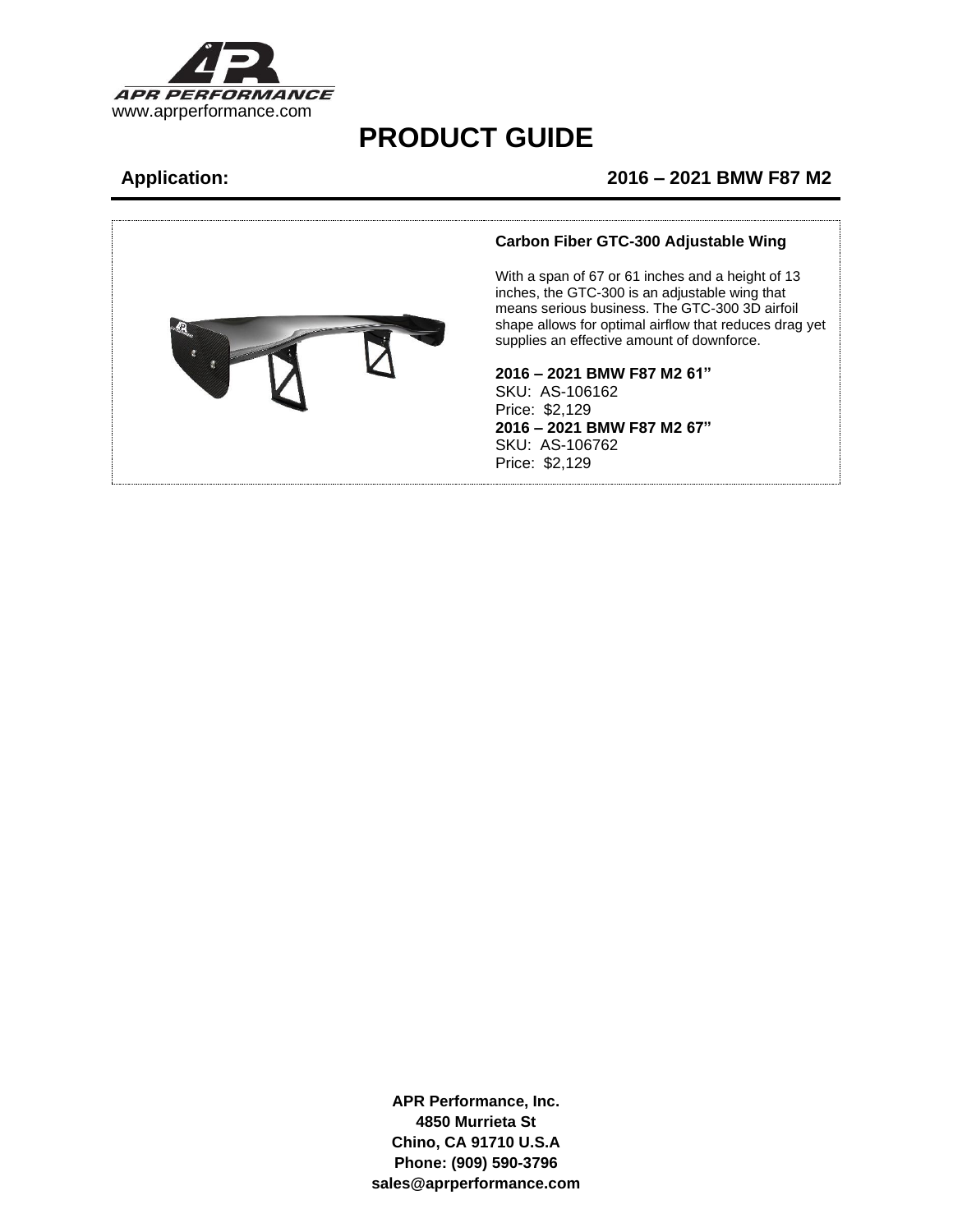APR PERFORMANCE

www.aprperformance.com

# PRODUCT GUIDE

**Application:** **2016 – 2021 BMW F87 M2**

### Carbon Fiber GTC-300 Adjustable Wing

With a span of 67 or 61 inches and a height of 13 inches, the GTC-300 is an adjustable wing that means serious business. The GTC-300 3D airfoil shape allows for optimal airflow that reduces drag yet supplies an effective amount of downforce.

**2016 – 2021 BMW F87 M2 61"**
SKU: AS-106162
Price: $2,129

**2016 – 2021 BMW F87 M2 67"**
SKU: AS-106762
Price: $2,129

**APR Performance, Inc.**
**4850 Murrieta St**
**Chino, CA 91710 U.S.A**
**Phone: (909) 590-3796**
**sales@aprperformance.com**